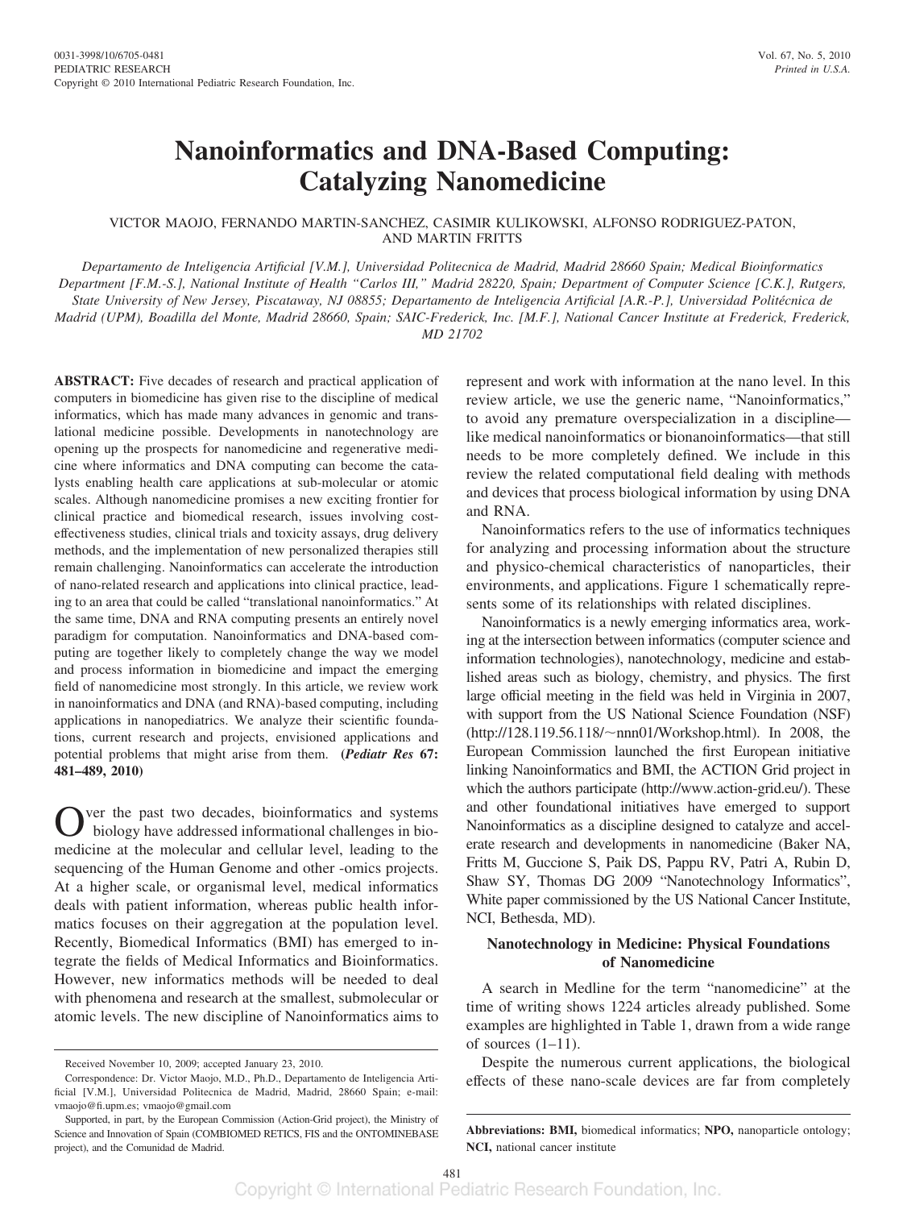# Nanoinformatics and DNA-Based Computing: Catalyzing Nanomedicine

VICTOR MAOJO, FERNANDO MARTIN-SANCHEZ, CASIMIR KULIKOWSKI, ALFONSO RODRIGUEZ-PATON, AND MARTIN FRITTS

*Departamento de Inteligencia Artificial [V.M.], Universidad Politecnica de Madrid, Madrid 28660 Spain; Medical Bioinformatics Department [F.M.-S.], National Institute of Health "Carlos III," Madrid 28220, Spain; Department of Computer Science [C.K.], Rutgers, State University of New Jersey, Piscataway, NJ 08855; Departamento de Inteligencia Artificial [A.R.-P.], Universidad Politécnica de Madrid (UPM), Boadilla del Monte, Madrid 28660, Spain; SAIC-Frederick, Inc. [M.F.], National Cancer Institute at Frederick, Frederick, MD 21702*

**ABSTRACT:** Five decades of research and practical application of computers in biomedicine has given rise to the discipline of medical informatics, which has made many advances in genomic and translational medicine possible. Developments in nanotechnology are opening up the prospects for nanomedicine and regenerative medicine where informatics and DNA computing can become the catalysts enabling health care applications at sub-molecular or atomic scales. Although nanomedicine promises a new exciting frontier for clinical practice and biomedical research, issues involving cost-effectiveness studies, clinical trials and toxicity assays, drug delivery methods, and the implementation of new personalized therapies still remain challenging. Nanoinformatics can accelerate the introduction of nano-related research and applications into clinical practice, leading to an area that could be called "translational nanoinformatics." At the same time, DNA and RNA computing presents an entirely novel paradigm for computation. Nanoinformatics and DNA-based computing are together likely to completely change the way we model and process information in biomedicine and impact the emerging field of nanomedicine most strongly. In this article, we review work in nanoinformatics and DNA (and RNA)-based computing, including applications in nanopediatrics. We analyze their scientific foundations, current research and projects, envisioned applications and potential problems that might arise from them. **(*Pediatr Res* 67: 481–489, 2010)**

Over the past two decades, bioinformatics and systems biology have addressed informational challenges in biomedicine at the molecular and cellular level, leading to the sequencing of the Human Genome and other -omics projects. At a higher scale, or organismal level, medical informatics deals with patient information, whereas public health informatics focuses on their aggregation at the population level. Recently, Biomedical Informatics (BMI) has emerged to integrate the fields of Medical Informatics and Bioinformatics. However, new informatics methods will be needed to deal with phenomena and research at the smallest, submolecular or atomic levels. The new discipline of Nanoinformatics aims to represent and work with information at the nano level. In this review article, we use the generic name, "Nanoinformatics," to avoid any premature overspecialization in a discipline—like medical nanoinformatics or bionanoinformatics—that still needs to be more completely defined. We include in this review the related computational field dealing with methods and devices that process biological information by using DNA and RNA.

Nanoinformatics refers to the use of informatics techniques for analyzing and processing information about the structure and physico-chemical characteristics of nanoparticles, their environments, and applications. Figure 1 schematically represents some of its relationships with related disciplines.

Nanoinformatics is a newly emerging informatics area, working at the intersection between informatics (computer science and information technologies), nanotechnology, medicine and established areas such as biology, chemistry, and physics. The first large official meeting in the field was held in Virginia in 2007, with support from the US National Science Foundation (NSF) (http://128.119.56.118/~nnn01/Workshop.html). In 2008, the European Commission launched the first European initiative linking Nanoinformatics and BMI, the ACTION Grid project in which the authors participate (http://www.action-grid.eu/). These and other foundational initiatives have emerged to support Nanoinformatics as a discipline designed to catalyze and accelerate research and developments in nanomedicine (Baker NA, Fritts M, Guccione S, Paik DS, Pappu RV, Patri A, Rubin D, Shaw SY, Thomas DG 2009 "Nanotechnology Informatics", White paper commissioned by the US National Cancer Institute, NCI, Bethesda, MD).

## Nanotechnology in Medicine: Physical Foundations of Nanomedicine

A search in Medline for the term "nanomedicine" at the time of writing shows 1224 articles already published. Some examples are highlighted in Table 1, drawn from a wide range of sources (1–11).

Despite the numerous current applications, the biological effects of these nano-scale devices are far from completely

Received November 10, 2009; accepted January 23, 2010.

Correspondence: Dr. Victor Maojo, M.D., Ph.D., Departamento de Inteligencia Artificial [V.M.], Universidad Politecnica de Madrid, Madrid, 28660 Spain; e-mail: vmaojo@fi.upm.es; vmaojo@gmail.com

Supported, in part, by the European Commission (Action-Grid project), the Ministry of Science and Innovation of Spain (COMBIOMED RETICS, FIS and the ONTOMINEBASE project), and the Comunidad de Madrid.

**Abbreviations: BMI,** biomedical informatics; **NPO,** nanoparticle ontology; **NCI,** national cancer institute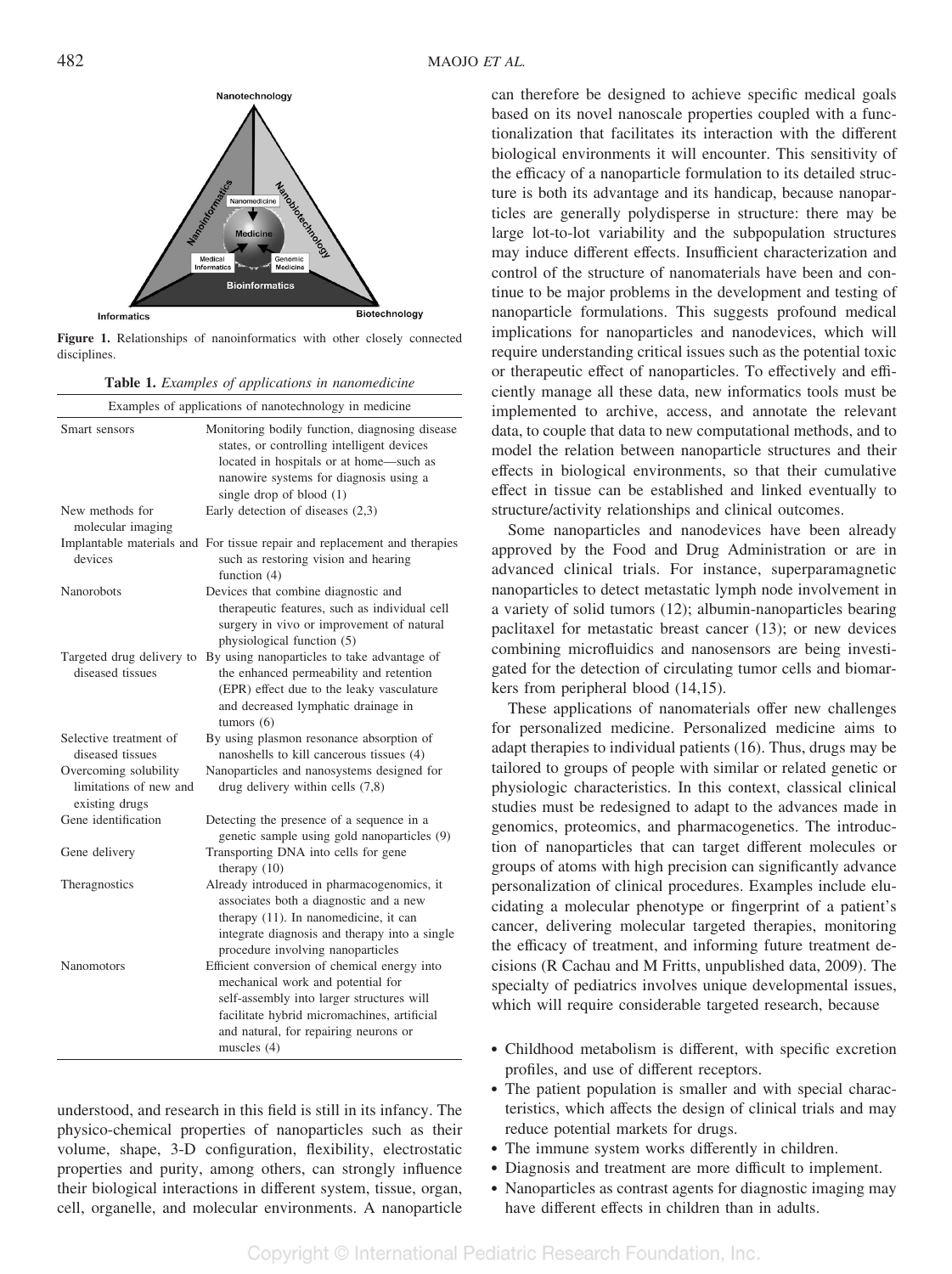Nanotechnology

Nanoinformatics

Nanobiotechnology

Nanomedicine

Medicine

Medical Informatics

Genomic Medicine

Bioinformatics

Informatics

Biotechnology

**Figure 1.** Relationships of nanoinformatics with other closely connected disciplines.

**Table 1.** *Examples of applications in nanomedicine*

| Examples of applications of nanotechnology in medicine | |
|---|---|
| Smart sensors | Monitoring bodily function, diagnosing disease states, or controlling intelligent devices located in hospitals or at home—such as nanowire systems for diagnosis using a single drop of blood (1) |
| New methods for molecular imaging | Early detection of diseases (2,3) |
| Implantable materials and devices | For tissue repair and replacement and therapies such as restoring vision and hearing function (4) |
| Nanorobots | Devices that combine diagnostic and therapeutic features, such as individual cell surgery in vivo or improvement of natural physiological function (5) |
| Targeted drug delivery to diseased tissues | By using nanoparticles to take advantage of the enhanced permeability and retention (EPR) effect due to the leaky vasculature and decreased lymphatic drainage in tumors (6) |
| Selective treatment of diseased tissues | By using plasmon resonance absorption of nanoshells to kill cancerous tissues (4) |
| Overcoming solubility limitations of new and existing drugs | Nanoparticles and nanosystems designed for drug delivery within cells (7,8) |
| Gene identification | Detecting the presence of a sequence in a genetic sample using gold nanoparticles (9) |
| Gene delivery | Transporting DNA into cells for gene therapy (10) |
| Theragnostics | Already introduced in pharmacogenomics, it associates both a diagnostic and a new therapy (11). In nanomedicine, it can integrate diagnosis and therapy into a single procedure involving nanoparticles |
| Nanomotors | Efficient conversion of chemical energy into mechanical work and potential for self-assembly into larger structures will facilitate hybrid micromachines, artificial and natural, for repairing neurons or muscles (4) |

understood, and research in this field is still in its infancy. The physico-chemical properties of nanoparticles such as their volume, shape, 3-D configuration, flexibility, electrostatic properties and purity, among others, can strongly influence their biological interactions in different system, tissue, organ, cell, organelle, and molecular environments. A nanoparticle can therefore be designed to achieve specific medical goals based on its novel nanoscale properties coupled with a functionalization that facilitates its interaction with the different biological environments it will encounter. This sensitivity of the efficacy of a nanoparticle formulation to its detailed structure is both its advantage and its handicap, because nanoparticles are generally polydisperse in structure: there may be large lot-to-lot variability and the subpopulation structures may induce different effects. Insufficient characterization and control of the structure of nanomaterials have been and continue to be major problems in the development and testing of nanoparticle formulations. This suggests profound medical implications for nanoparticles and nanodevices, which will require understanding critical issues such as the potential toxic or therapeutic effect of nanoparticles. To effectively and efficiently manage all these data, new informatics tools must be implemented to archive, access, and annotate the relevant data, to couple that data to new computational methods, and to model the relation between nanoparticle structures and their effects in biological environments, so that their cumulative effect in tissue can be established and linked eventually to structure/activity relationships and clinical outcomes.

Some nanoparticles and nanodevices have been already approved by the Food and Drug Administration or are in advanced clinical trials. For instance, superparamagnetic nanoparticles to detect metastatic lymph node involvement in a variety of solid tumors (12); albumin-nanoparticles bearing paclitaxel for metastatic breast cancer (13); or new devices combining microfluidics and nanosensors are being investigated for the detection of circulating tumor cells and biomarkers from peripheral blood (14,15).

These applications of nanomaterials offer new challenges for personalized medicine. Personalized medicine aims to adapt therapies to individual patients (16). Thus, drugs may be tailored to groups of people with similar or related genetic or physiologic characteristics. In this context, classical clinical studies must be redesigned to adapt to the advances made in genomics, proteomics, and pharmacogenetics. The introduction of nanoparticles that can target different molecules or groups of atoms with high precision can significantly advance personalization of clinical procedures. Examples include elucidating a molecular phenotype or fingerprint of a patient's cancer, delivering molecular targeted therapies, monitoring the efficacy of treatment, and informing future treatment decisions (R Cachau and M Fritts, unpublished data, 2009). The specialty of pediatrics involves unique developmental issues, which will require considerable targeted research, because

- Childhood metabolism is different, with specific excretion profiles, and use of different receptors.
- The patient population is smaller and with special characteristics, which affects the design of clinical trials and may reduce potential markets for drugs.
- The immune system works differently in children.
- Diagnosis and treatment are more difficult to implement.
- Nanoparticles as contrast agents for diagnostic imaging may have different effects in children than in adults.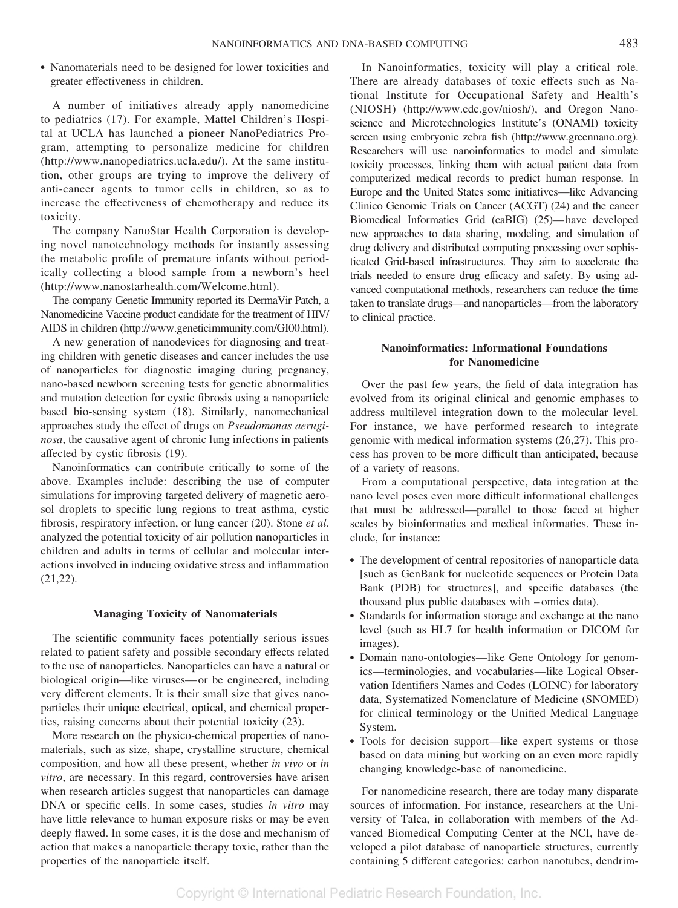- Nanomaterials need to be designed for lower toxicities and greater effectiveness in children.

A number of initiatives already apply nanomedicine to pediatrics (17). For example, Mattel Children's Hospital at UCLA has launched a pioneer NanoPediatrics Program, attempting to personalize medicine for children (http://www.nanopediatrics.ucla.edu/). At the same institution, other groups are trying to improve the delivery of anti-cancer agents to tumor cells in children, so as to increase the effectiveness of chemotherapy and reduce its toxicity.

The company NanoStar Health Corporation is developing novel nanotechnology methods for instantly assessing the metabolic profile of premature infants without periodically collecting a blood sample from a newborn's heel (http://www.nanostarhealth.com/Welcome.html).

The company Genetic Immunity reported its DermaVir Patch, a Nanomedicine Vaccine product candidate for the treatment of HIV/AIDS in children (http://www.geneticimmunity.com/GI00.html).

A new generation of nanodevices for diagnosing and treating children with genetic diseases and cancer includes the use of nanoparticles for diagnostic imaging during pregnancy, nano-based newborn screening tests for genetic abnormalities and mutation detection for cystic fibrosis using a nanoparticle based bio-sensing system (18). Similarly, nanomechanical approaches study the effect of drugs on *Pseudomonas aeruginosa*, the causative agent of chronic lung infections in patients affected by cystic fibrosis (19).

Nanoinformatics can contribute critically to some of the above. Examples include: describing the use of computer simulations for improving targeted delivery of magnetic aerosol droplets to specific lung regions to treat asthma, cystic fibrosis, respiratory infection, or lung cancer (20). Stone *et al.* analyzed the potential toxicity of air pollution nanoparticles in children and adults in terms of cellular and molecular interactions involved in inducing oxidative stress and inflammation (21,22).

### Managing Toxicity of Nanomaterials

The scientific community faces potentially serious issues related to patient safety and possible secondary effects related to the use of nanoparticles. Nanoparticles can have a natural or biological origin—like viruses—or be engineered, including very different elements. It is their small size that gives nanoparticles their unique electrical, optical, and chemical properties, raising concerns about their potential toxicity (23).

More research on the physico-chemical properties of nanomaterials, such as size, shape, crystalline structure, chemical composition, and how all these present, whether *in vivo* or *in vitro*, are necessary. In this regard, controversies have arisen when research articles suggest that nanoparticles can damage DNA or specific cells. In some cases, studies *in vitro* may have little relevance to human exposure risks or may be even deeply flawed. In some cases, it is the dose and mechanism of action that makes a nanoparticle therapy toxic, rather than the properties of the nanoparticle itself.

In Nanoinformatics, toxicity will play a critical role. There are already databases of toxic effects such as National Institute for Occupational Safety and Health's (NIOSH) (http://www.cdc.gov/niosh/), and Oregon Nanoscience and Microtechnologies Institute's (ONAMI) toxicity screen using embryonic zebra fish (http://www.greennano.org). Researchers will use nanoinformatics to model and simulate toxicity processes, linking them with actual patient data from computerized medical records to predict human response. In Europe and the United States some initiatives—like Advancing Clinico Genomic Trials on Cancer (ACGT) (24) and the cancer Biomedical Informatics Grid (caBIG) (25)—have developed new approaches to data sharing, modeling, and simulation of drug delivery and distributed computing processing over sophisticated Grid-based infrastructures. They aim to accelerate the trials needed to ensure drug efficacy and safety. By using advanced computational methods, researchers can reduce the time taken to translate drugs—and nanoparticles—from the laboratory to clinical practice.

### Nanoinformatics: Informational Foundations for Nanomedicine

Over the past few years, the field of data integration has evolved from its original clinical and genomic emphases to address multilevel integration down to the molecular level. For instance, we have performed research to integrate genomic with medical information systems (26,27). This process has proven to be more difficult than anticipated, because of a variety of reasons.

From a computational perspective, data integration at the nano level poses even more difficult informational challenges that must be addressed—parallel to those faced at higher scales by bioinformatics and medical informatics. These include, for instance:

- The development of central repositories of nanoparticle data [such as GenBank for nucleotide sequences or Protein Data Bank (PDB) for structures], and specific databases (the thousand plus public databases with –omics data).
- Standards for information storage and exchange at the nano level (such as HL7 for health information or DICOM for images).
- Domain nano-ontologies—like Gene Ontology for genomics—terminologies, and vocabularies—like Logical Observation Identifiers Names and Codes (LOINC) for laboratory data, Systematized Nomenclature of Medicine (SNOMED) for clinical terminology or the Unified Medical Language System.
- Tools for decision support—like expert systems or those based on data mining but working on an even more rapidly changing knowledge-base of nanomedicine.

For nanomedicine research, there are today many disparate sources of information. For instance, researchers at the University of Talca, in collaboration with members of the Advanced Biomedical Computing Center at the NCI, have developed a pilot database of nanoparticle structures, currently containing 5 different categories: carbon nanotubes, dendrim-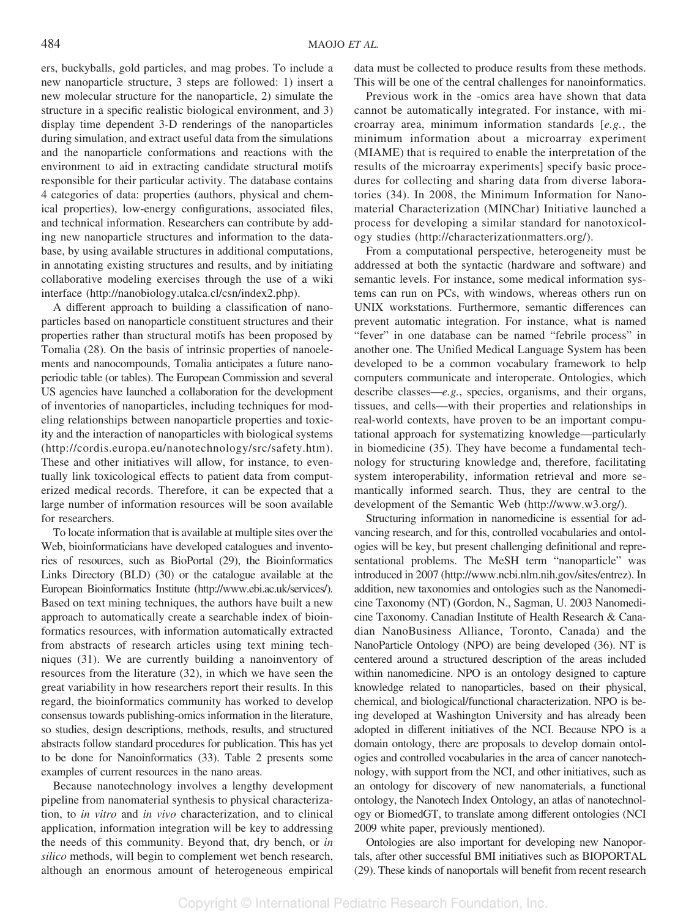ers, buckyballs, gold particles, and mag probes. To include a new nanoparticle structure, 3 steps are followed: 1) insert a new molecular structure for the nanoparticle, 2) simulate the structure in a specific realistic biological environment, and 3) display time dependent 3-D renderings of the nanoparticles during simulation, and extract useful data from the simulations and the nanoparticle conformations and reactions with the environment to aid in extracting candidate structural motifs responsible for their particular activity. The database contains 4 categories of data: properties (authors, physical and chemical properties), low-energy configurations, associated files, and technical information. Researchers can contribute by adding new nanoparticle structures and information to the database, by using available structures in additional computations, in annotating existing structures and results, and by initiating collaborative modeling exercises through the use of a wiki interface (http://nanobiology.utalca.cl/csn/index2.php).

A different approach to building a classification of nanoparticles based on nanoparticle constituent structures and their properties rather than structural motifs has been proposed by Tomalia (28). On the basis of intrinsic properties of nanoelements and nanocompounds, Tomalia anticipates a future nanoperiodic table (or tables). The European Commission and several US agencies have launched a collaboration for the development of inventories of nanoparticles, including techniques for modeling relationships between nanoparticle properties and toxicity and the interaction of nanoparticles with biological systems (http://cordis.europa.eu/nanotechnology/src/safety.htm). These and other initiatives will allow, for instance, to eventually link toxicological effects to patient data from computerized medical records. Therefore, it can be expected that a large number of information resources will be soon available for researchers.

To locate information that is available at multiple sites over the Web, bioinformaticians have developed catalogues and inventories of resources, such as BioPortal (29), the Bioinformatics Links Directory (BLD) (30) or the catalogue available at the European Bioinformatics Institute (http://www.ebi.ac.uk/services/). Based on text mining techniques, the authors have built a new approach to automatically create a searchable index of bioinformatics resources, with information automatically extracted from abstracts of research articles using text mining techniques (31). We are currently building a nanoinventory of resources from the literature (32), in which we have seen the great variability in how researchers report their results. In this regard, the bioinformatics community has worked to develop consensus towards publishing-omics information in the literature, so studies, design descriptions, methods, results, and structured abstracts follow standard procedures for publication. This has yet to be done for Nanoinformatics (33). Table 2 presents some examples of current resources in the nano areas.

Because nanotechnology involves a lengthy development pipeline from nanomaterial synthesis to physical characterization, to *in vitro* and *in vivo* characterization, and to clinical application, information integration will be key to addressing the needs of this community. Beyond that, dry bench, or *in silico* methods, will begin to complement wet bench research, although an enormous amount of heterogeneous empirical data must be collected to produce results from these methods. This will be one of the central challenges for nanoinformatics.

Previous work in the -omics area have shown that data cannot be automatically integrated. For instance, with microarray area, minimum information standards [*e.g.*, the minimum information about a microarray experiment (MIAME) that is required to enable the interpretation of the results of the microarray experiments] specify basic procedures for collecting and sharing data from diverse laboratories (34). In 2008, the Minimum Information for Nanomaterial Characterization (MINChar) Initiative launched a process for developing a similar standard for nanotoxicology studies (http://characterizationmatters.org/).

From a computational perspective, heterogeneity must be addressed at both the syntactic (hardware and software) and semantic levels. For instance, some medical information systems can run on PCs, with windows, whereas others run on UNIX workstations. Furthermore, semantic differences can prevent automatic integration. For instance, what is named "fever" in one database can be named "febrile process" in another one. The Unified Medical Language System has been developed to be a common vocabulary framework to help computers communicate and interoperate. Ontologies, which describe classes—*e.g.*, species, organisms, and their organs, tissues, and cells—with their properties and relationships in real-world contexts, have proven to be an important computational approach for systematizing knowledge—particularly in biomedicine (35). They have become a fundamental technology for structuring knowledge and, therefore, facilitating system interoperability, information retrieval and more semantically informed search. Thus, they are central to the development of the Semantic Web (http://www.w3.org/).

Structuring information in nanomedicine is essential for advancing research, and for this, controlled vocabularies and ontologies will be key, but present challenging definitional and representational problems. The MeSH term "nanoparticle" was introduced in 2007 (http://www.ncbi.nlm.nih.gov/sites/entrez). In addition, new taxonomies and ontologies such as the Nanomedicine Taxonomy (NT) (Gordon, N., Sagman, U. 2003 Nanomedicine Taxonomy. Canadian Institute of Health Research & Canadian NanoBusiness Alliance, Toronto, Canada) and the NanoParticle Ontology (NPO) are being developed (36). NT is centered around a structured description of the areas included within nanomedicine. NPO is an ontology designed to capture knowledge related to nanoparticles, based on their physical, chemical, and biological/functional characterization. NPO is being developed at Washington University and has already been adopted in different initiatives of the NCI. Because NPO is a domain ontology, there are proposals to develop domain ontologies and controlled vocabularies in the area of cancer nanotechnology, with support from the NCI, and other initiatives, such as an ontology for discovery of new nanomaterials, a functional ontology, the Nanotech Index Ontology, an atlas of nanotechnology or BiomedGT, to translate among different ontologies (NCI 2009 white paper, previously mentioned).

Ontologies are also important for developing new Nanoportals, after other successful BMI initiatives such as BIOPORTAL (29). These kinds of nanoportals will benefit from recent research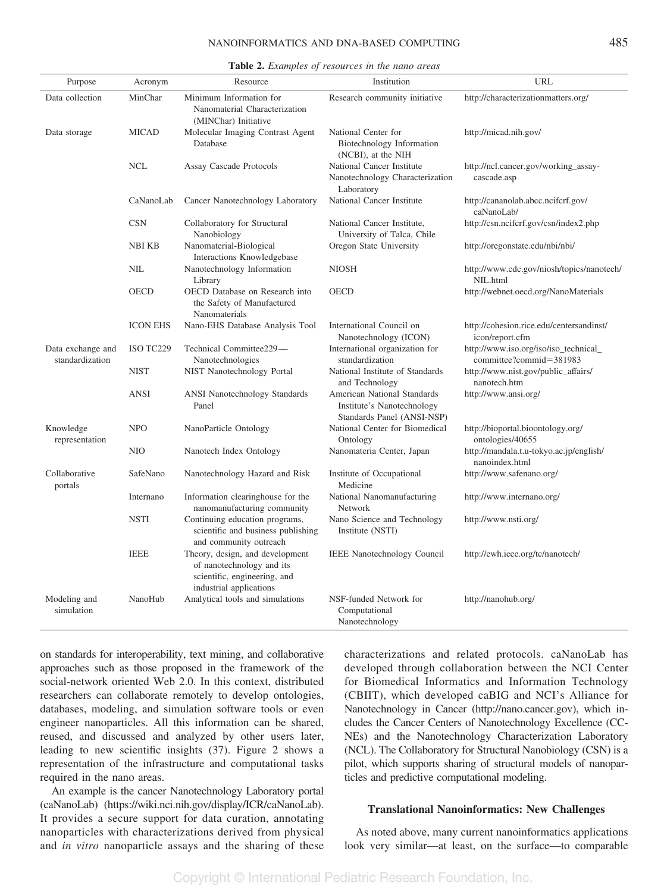**Table 2.** *Examples of resources in the nano areas*

| Purpose | Acronym | Resource | Institution | URL |
|---|---|---|---|---|
| Data collection | MinChar | Minimum Information for Nanomaterial Characterization (MINChar) Initiative | Research community initiative | http://characterizationmatters.org/ |
| Data storage | MICAD | Molecular Imaging Contrast Agent Database | National Center for Biotechnology Information (NCBI), at the NIH | http://micad.nih.gov/ |
| | NCL | Assay Cascade Protocols | National Cancer Institute Nanotechnology Characterization Laboratory | http://ncl.cancer.gov/working_assay-cascade.asp |
| | CaNanoLab | Cancer Nanotechnology Laboratory | National Cancer Institute | http://cananolab.abcc.ncifcrf.gov/caNanoLab/ |
| | CSN | Collaboratory for Structural Nanobiology | National Cancer Institute, University of Talca, Chile | http://csn.ncifcrf.gov/csn/index2.php |
| | NBI KB | Nanomaterial-Biological Interactions Knowledgebase | Oregon State University | http://oregonstate.edu/nbi/nbi/ |
| | NIL | Nanotechnology Information Library | NIOSH | http://www.cdc.gov/niosh/topics/nanotech/NIL.html |
| | OECD | OECD Database on Research into the Safety of Manufactured Nanomaterials | OECD | http://webnet.oecd.org/NanoMaterials |
| | ICON EHS | Nano-EHS Database Analysis Tool | International Council on Nanotechnology (ICON) | http://cohesion.rice.edu/centersandinst/icon/report.cfm |
| Data exchange and standardization | ISO TC229 | Technical Committee229—Nanotechnologies | International organization for standardization | http://www.iso.org/iso/iso_technical_committee?commid=381983 |
| | NIST | NIST Nanotechnology Portal | National Institute of Standards and Technology | http://www.nist.gov/public_affairs/nanotech.htm |
| | ANSI | ANSI Nanotechnology Standards Panel | American National Standards Institute's Nanotechnology Standards Panel (ANSI-NSP) | http://www.ansi.org/ |
| Knowledge representation | NPO | NanoParticle Ontology | National Center for Biomedical Ontology | http://bioportal.bioontology.org/ontologies/40655 |
| | NIO | Nanotech Index Ontology | Nanomateria Center, Japan | http://mandala.t.u-tokyo.ac.jp/english/nanoindex.html |
| Collaborative portals | SafeNano | Nanotechnology Hazard and Risk | Institute of Occupational Medicine | http://www.safenano.org/ |
| | Internano | Information clearinghouse for the nanomanufacturing community | National Nanomanufacturing Network | http://www.internano.org/ |
| | NSTI | Continuing education programs, scientific and business publishing and community outreach | Nano Science and Technology Institute (NSTI) | http://www.nsti.org/ |
| | IEEE | Theory, design, and development of nanotechnology and its scientific, engineering, and industrial applications | IEEE Nanotechnology Council | http://ewh.ieee.org/tc/nanotech/ |
| Modeling and simulation | NanoHub | Analytical tools and simulations | NSF-funded Network for Computational Nanotechnology | http://nanohub.org/ |

on standards for interoperability, text mining, and collaborative approaches such as those proposed in the framework of the social-network oriented Web 2.0. In this context, distributed researchers can collaborate remotely to develop ontologies, databases, modeling, and simulation software tools or even engineer nanoparticles. All this information can be shared, reused, and discussed and analyzed by other users later, leading to new scientific insights (37). Figure 2 shows a representation of the infrastructure and computational tasks required in the nano areas.

An example is the cancer Nanotechnology Laboratory portal (caNanoLab) (https://wiki.nci.nih.gov/display/ICR/caNanoLab). It provides a secure support for data curation, annotating nanoparticles with characterizations derived from physical and *in vitro* nanoparticle assays and the sharing of these characterizations and related protocols. caNanoLab has developed through collaboration between the NCI Center for Biomedical Informatics and Information Technology (CBIIT), which developed caBIG and NCI's Alliance for Nanotechnology in Cancer (http://nano.cancer.gov), which includes the Cancer Centers of Nanotechnology Excellence (CCNEs) and the Nanotechnology Characterization Laboratory (NCL). The Collaboratory for Structural Nanobiology (CSN) is a pilot, which supports sharing of structural models of nanoparticles and predictive computational modeling.

### Translational Nanoinformatics: New Challenges

As noted above, many current nanoinformatics applications look very similar—at least, on the surface—to comparable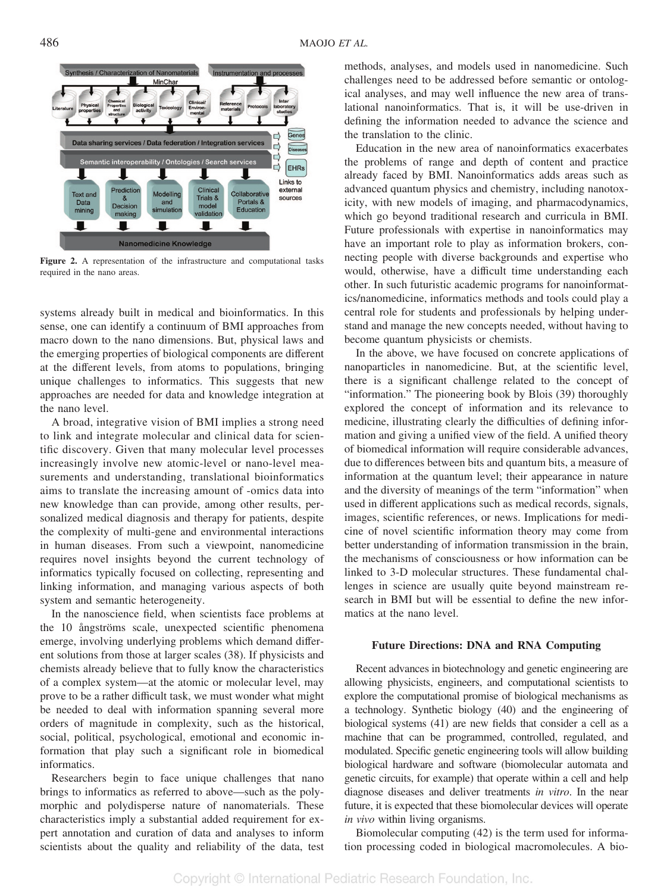**Figure 2.** A representation of the infrastructure and computational tasks required in the nano areas.

systems already built in medical and bioinformatics. In this sense, one can identify a continuum of BMI approaches from macro down to the nano dimensions. But, physical laws and the emerging properties of biological components are different at the different levels, from atoms to populations, bringing unique challenges to informatics. This suggests that new approaches are needed for data and knowledge integration at the nano level.

A broad, integrative vision of BMI implies a strong need to link and integrate molecular and clinical data for scientific discovery. Given that many molecular level processes increasingly involve new atomic-level or nano-level measurements and understanding, translational bioinformatics aims to translate the increasing amount of -omics data into new knowledge than can provide, among other results, personalized medical diagnosis and therapy for patients, despite the complexity of multi-gene and environmental interactions in human diseases. From such a viewpoint, nanomedicine requires novel insights beyond the current technology of informatics typically focused on collecting, representing and linking information, and managing various aspects of both system and semantic heterogeneity.

In the nanoscience field, when scientists face problems at the 10 ångströms scale, unexpected scientific phenomena emerge, involving underlying problems which demand different solutions from those at larger scales (38). If physicists and chemists already believe that to fully know the characteristics of a complex system—at the atomic or molecular level, may prove to be a rather difficult task, we must wonder what might be needed to deal with information spanning several more orders of magnitude in complexity, such as the historical, social, political, psychological, emotional and economic information that play such a significant role in biomedical informatics.

Researchers begin to face unique challenges that nano brings to informatics as referred to above—such as the polymorphic and polydisperse nature of nanomaterials. These characteristics imply a substantial added requirement for expert annotation and curation of data and analyses to inform scientists about the quality and reliability of the data, test methods, analyses, and models used in nanomedicine. Such challenges need to be addressed before semantic or ontological analyses, and may well influence the new area of translational nanoinformatics. That is, it will be use-driven in defining the information needed to advance the science and the translation to the clinic.

Education in the new area of nanoinformatics exacerbates the problems of range and depth of content and practice already faced by BMI. Nanoinformatics adds areas such as advanced quantum physics and chemistry, including nanotoxicity, with new models of imaging, and pharmacodynamics, which go beyond traditional research and curricula in BMI. Future professionals with expertise in nanoinformatics may have an important role to play as information brokers, connecting people with diverse backgrounds and expertise who would, otherwise, have a difficult time understanding each other. In such futuristic academic programs for nanoinformatics/nanomedicine, informatics methods and tools could play a central role for students and professionals by helping understand and manage the new concepts needed, without having to become quantum physicists or chemists.

In the above, we have focused on concrete applications of nanoparticles in nanomedicine. But, at the scientific level, there is a significant challenge related to the concept of "information." The pioneering book by Blois (39) thoroughly explored the concept of information and its relevance to medicine, illustrating clearly the difficulties of defining information and giving a unified view of the field. A unified theory of biomedical information will require considerable advances, due to differences between bits and quantum bits, a measure of information at the quantum level; their appearance in nature and the diversity of meanings of the term "information" when used in different applications such as medical records, signals, images, scientific references, or news. Implications for medicine of novel scientific information theory may come from better understanding of information transmission in the brain, the mechanisms of consciousness or how information can be linked to 3-D molecular structures. These fundamental challenges in science are usually quite beyond mainstream research in BMI but will be essential to define the new informatics at the nano level.

### Future Directions: DNA and RNA Computing

Recent advances in biotechnology and genetic engineering are allowing physicists, engineers, and computational scientists to explore the computational promise of biological mechanisms as a technology. Synthetic biology (40) and the engineering of biological systems (41) are new fields that consider a cell as a machine that can be programmed, controlled, regulated, and modulated. Specific genetic engineering tools will allow building biological hardware and software (biomolecular automata and genetic circuits, for example) that operate within a cell and help diagnose diseases and deliver treatments *in vitro*. In the near future, it is expected that these biomolecular devices will operate *in vivo* within living organisms.

Biomolecular computing (42) is the term used for information processing coded in biological macromolecules. A bio-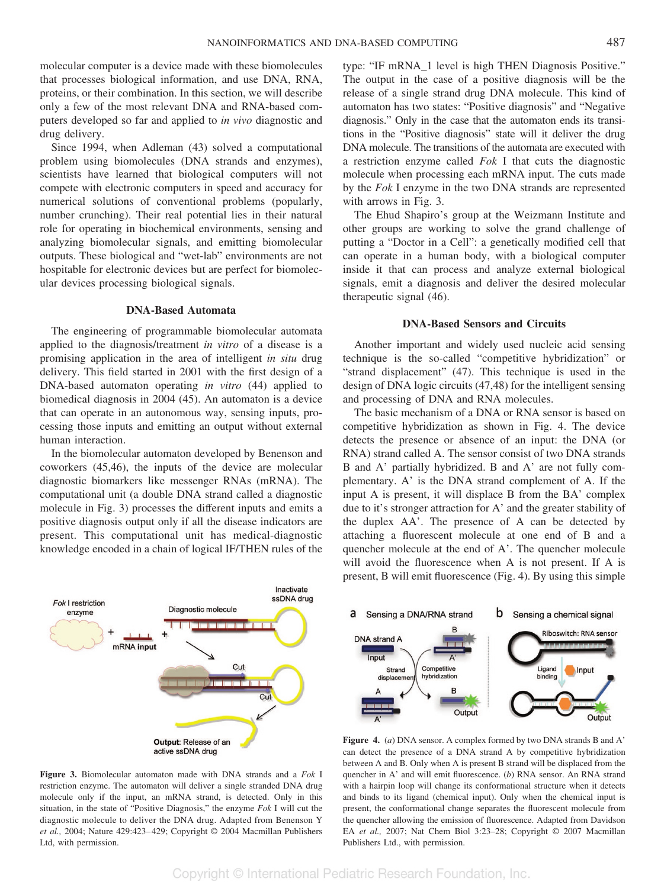molecular computer is a device made with these biomolecules that processes biological information, and use DNA, RNA, proteins, or their combination. In this section, we will describe only a few of the most relevant DNA and RNA-based computers developed so far and applied to *in vivo* diagnostic and drug delivery.

Since 1994, when Adleman (43) solved a computational problem using biomolecules (DNA strands and enzymes), scientists have learned that biological computers will not compete with electronic computers in speed and accuracy for numerical solutions of conventional problems (popularly, number crunching). Their real potential lies in their natural role for operating in biochemical environments, sensing and analyzing biomolecular signals, and emitting biomolecular outputs. These biological and "wet-lab" environments are not hospitable for electronic devices but are perfect for biomolecular devices processing biological signals.

### DNA-Based Automata

The engineering of programmable biomolecular automata applied to the diagnosis/treatment *in vitro* of a disease is a promising application in the area of intelligent *in situ* drug delivery. This field started in 2001 with the first design of a DNA-based automaton operating *in vitro* (44) applied to biomedical diagnosis in 2004 (45). An automaton is a device that can operate in an autonomous way, sensing inputs, processing those inputs and emitting an output without external human interaction.

In the biomolecular automaton developed by Benenson and coworkers (45,46), the inputs of the device are molecular diagnostic biomarkers like messenger RNAs (mRNA). The computational unit (a double DNA strand called a diagnostic molecule in Fig. 3) processes the different inputs and emits a positive diagnosis output only if all the disease indicators are present. This computational unit has medical-diagnostic knowledge encoded in a chain of logical IF/THEN rules of the type: "IF mRNA_1 level is high THEN Diagnosis Positive." The output in the case of a positive diagnosis will be the release of a single strand drug DNA molecule. This kind of automaton has two states: "Positive diagnosis" and "Negative diagnosis." Only in the case that the automaton ends its transitions in the "Positive diagnosis" state will it deliver the drug DNA molecule. The transitions of the automata are executed with a restriction enzyme called *Fok* I that cuts the diagnostic molecule when processing each mRNA input. The cuts made by the *Fok* I enzyme in the two DNA strands are represented with arrows in Fig. 3.

The Ehud Shapiro's group at the Weizmann Institute and other groups are working to solve the grand challenge of putting a "Doctor in a Cell": a genetically modified cell that can operate in a human body, with a biological computer inside it that can process and analyze external biological signals, emit a diagnosis and deliver the desired molecular therapeutic signal (46).

**Figure 3.** Biomolecular automaton made with DNA strands and a *Fok* I restriction enzyme. The automaton will deliver a single stranded DNA drug molecule only if the input, an mRNA strand, is detected. Only in this situation, in the state of "Positive Diagnosis," the enzyme *Fok* I will cut the diagnostic molecule to deliver the DNA drug. Adapted from Benenson Y *et al.,* 2004; Nature 429:423–429; Copyright © 2004 Macmillan Publishers Ltd, with permission.

### DNA-Based Sensors and Circuits

Another important and widely used nucleic acid sensing technique is the so-called "competitive hybridization" or "strand displacement" (47). This technique is used in the design of DNA logic circuits (47,48) for the intelligent sensing and processing of DNA and RNA molecules.

The basic mechanism of a DNA or RNA sensor is based on competitive hybridization as shown in Fig. 4. The device detects the presence or absence of an input: the DNA (or RNA) strand called A. The sensor consist of two DNA strands B and A' partially hybridized. B and A' are not fully complementary. A' is the DNA strand complement of A. If the input A is present, it will displace B from the BA' complex due to it's stronger attraction for A' and the greater stability of the duplex AA'. The presence of A can be detected by attaching a fluorescent molecule at one end of B and a quencher molecule at the end of A'. The quencher molecule will avoid the fluorescence when A is not present. If A is present, B will emit fluorescence (Fig. 4). By using this simple

**Figure 4.** (*a*) DNA sensor. A complex formed by two DNA strands B and A' can detect the presence of a DNA strand A by competitive hybridization between A and B. Only when A is present B strand will be displaced from the quencher in A' and will emit fluorescence. (*b*) RNA sensor. An RNA strand with a hairpin loop will change its conformational structure when it detects and binds to its ligand (chemical input). Only when the chemical input is present, the conformational change separates the fluorescent molecule from the quencher allowing the emission of fluorescence. Adapted from Davidson EA *et al.,* 2007; Nat Chem Biol 3:23–28; Copyright © 2007 Macmillan Publishers Ltd., with permission.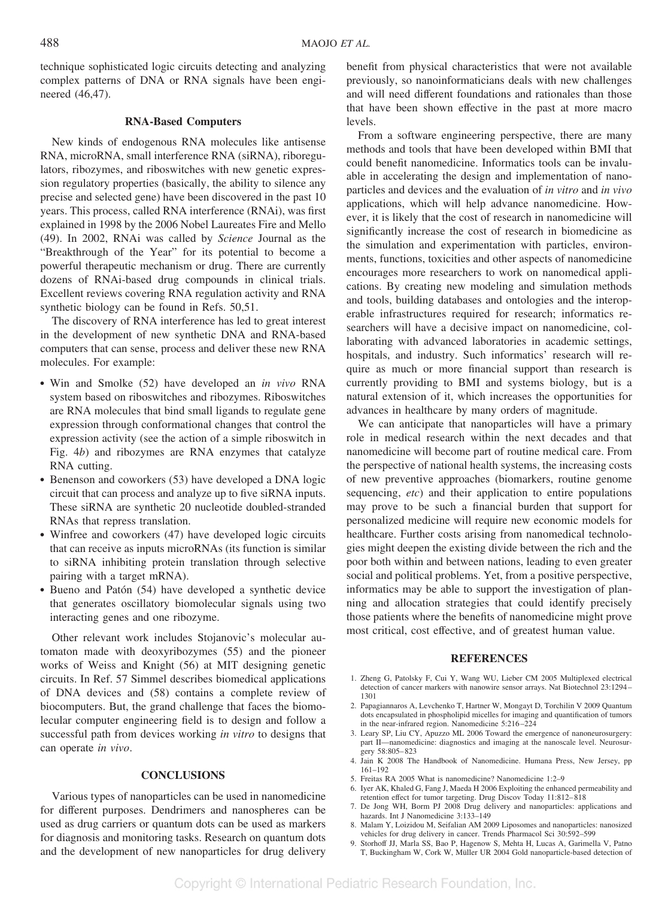technique sophisticated logic circuits detecting and analyzing complex patterns of DNA or RNA signals have been engineered (46,47).

### RNA-Based Computers

New kinds of endogenous RNA molecules like antisense RNA, microRNA, small interference RNA (siRNA), riboregulators, ribozymes, and riboswitches with new genetic expression regulatory properties (basically, the ability to silence any precise and selected gene) have been discovered in the past 10 years. This process, called RNA interference (RNAi), was first explained in 1998 by the 2006 Nobel Laureates Fire and Mello (49). In 2002, RNAi was called by *Science* Journal as the "Breakthrough of the Year" for its potential to become a powerful therapeutic mechanism or drug. There are currently dozens of RNAi-based drug compounds in clinical trials. Excellent reviews covering RNA regulation activity and RNA synthetic biology can be found in Refs. 50,51.

The discovery of RNA interference has led to great interest in the development of new synthetic DNA and RNA-based computers that can sense, process and deliver these new RNA molecules. For example:

- Win and Smolke (52) have developed an *in vivo* RNA system based on riboswitches and ribozymes. Riboswitches are RNA molecules that bind small ligands to regulate gene expression through conformational changes that control the expression activity (see the action of a simple riboswitch in Fig. 4*b*) and ribozymes are RNA enzymes that catalyze RNA cutting.
- Benenson and coworkers (53) have developed a DNA logic circuit that can process and analyze up to five siRNA inputs. These siRNA are synthetic 20 nucleotide doubled-stranded RNAs that repress translation.
- Winfree and coworkers (47) have developed logic circuits that can receive as inputs microRNAs (its function is similar to siRNA inhibiting protein translation through selective pairing with a target mRNA).
- Bueno and Patón (54) have developed a synthetic device that generates oscillatory biomolecular signals using two interacting genes and one ribozyme.

Other relevant work includes Stojanovic's molecular automaton made with deoxyribozymes (55) and the pioneer works of Weiss and Knight (56) at MIT designing genetic circuits. In Ref. 57 Simmel describes biomedical applications of DNA devices and (58) contains a complete review of biocomputers. But, the grand challenge that faces the biomolecular computer engineering field is to design and follow a successful path from devices working *in vitro* to designs that can operate *in vivo*.

## CONCLUSIONS

Various types of nanoparticles can be used in nanomedicine for different purposes. Dendrimers and nanospheres can be used as drug carriers or quantum dots can be used as markers for diagnosis and monitoring tasks. Research on quantum dots and the development of new nanoparticles for drug delivery benefit from physical characteristics that were not available previously, so nanoinformaticians deals with new challenges and will need different foundations and rationales than those that have been shown effective in the past at more macro levels.

From a software engineering perspective, there are many methods and tools that have been developed within BMI that could benefit nanomedicine. Informatics tools can be invaluable in accelerating the design and implementation of nanoparticles and devices and the evaluation of *in vitro* and *in vivo* applications, which will help advance nanomedicine. However, it is likely that the cost of research in nanomedicine will significantly increase the cost of research in biomedicine as the simulation and experimentation with particles, environments, functions, toxicities and other aspects of nanomedicine encourages more researchers to work on nanomedical applications. By creating new modeling and simulation methods and tools, building databases and ontologies and the interoperable infrastructures required for research; informatics researchers will have a decisive impact on nanomedicine, collaborating with advanced laboratories in academic settings, hospitals, and industry. Such informatics' research will require as much or more financial support than research is currently providing to BMI and systems biology, but is a natural extension of it, which increases the opportunities for advances in healthcare by many orders of magnitude.

We can anticipate that nanoparticles will have a primary role in medical research within the next decades and that nanomedicine will become part of routine medical care. From the perspective of national health systems, the increasing costs of new preventive approaches (biomarkers, routine genome sequencing, *etc*) and their application to entire populations may prove to be such a financial burden that support for personalized medicine will require new economic models for healthcare. Further costs arising from nanomedical technologies might deepen the existing divide between the rich and the poor both within and between nations, leading to even greater social and political problems. Yet, from a positive perspective, informatics may be able to support the investigation of planning and allocation strategies that could identify precisely those patients where the benefits of nanomedicine might prove most critical, cost effective, and of greatest human value.

## REFERENCES

1. Zheng G, Patolsky F, Cui Y, Wang WU, Lieber CM 2005 Multiplexed electrical detection of cancer markers with nanowire sensor arrays. Nat Biotechnol 23:1294–1301
2. Papagiannaros A, Levchenko T, Hartner W, Mongayt D, Torchilin V 2009 Quantum dots encapsulated in phospholipid micelles for imaging and quantification of tumors in the near-infrared region. Nanomedicine 5:216–224
3. Leary SP, Liu CY, Apuzzo ML 2006 Toward the emergence of nanoneurosurgery: part II—nanomedicine: diagnostics and imaging at the nanoscale level. Neurosurgery 58:805–823
4. Jain K 2008 The Handbook of Nanomedicine. Humana Press, New Jersey, pp 161–192
5. Freitas RA 2005 What is nanomedicine? Nanomedicine 1:2–9
6. Iyer AK, Khaled G, Fang J, Maeda H 2006 Exploiting the enhanced permeability and retention effect for tumor targeting. Drug Discov Today 11:812–818
7. De Jong WH, Borm PJ 2008 Drug delivery and nanoparticles: applications and hazards. Int J Nanomedicine 3:133–149
8. Malam Y, Loizidou M, Seifalian AM 2009 Liposomes and nanoparticles: nanosized vehicles for drug delivery in cancer. Trends Pharmacol Sci 30:592–599
9. Storhoff JJ, Marla SS, Bao P, Hagenow S, Mehta H, Lucas A, Garimella V, Patno T, Buckingham W, Cork W, Müller UR 2004 Gold nanoparticle-based detection of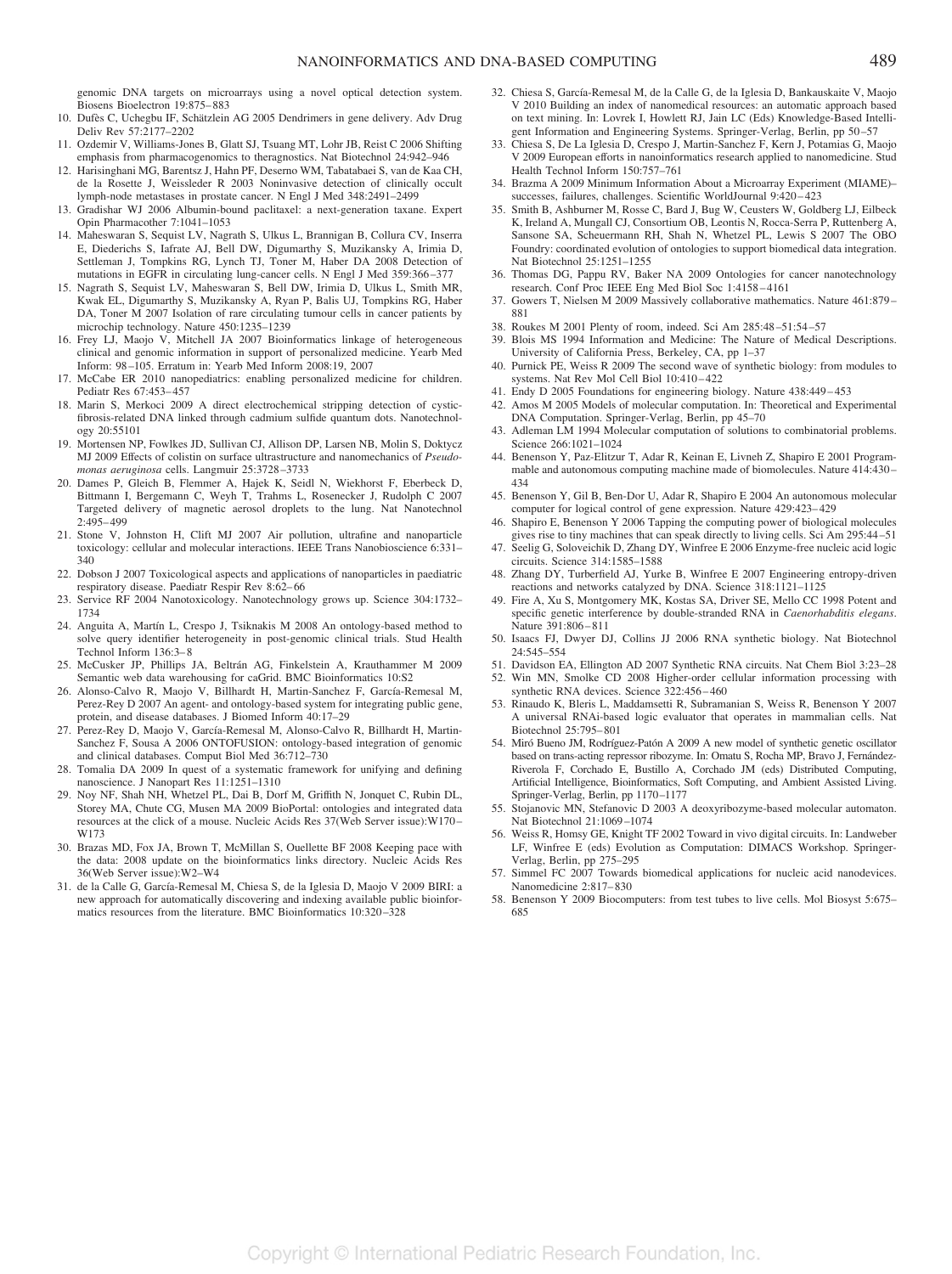genomic DNA targets on microarrays using a novel optical detection system. Biosens Bioelectron 19:875–883

10. Dufès C, Uchegbu IF, Schätzlein AG 2005 Dendrimers in gene delivery. Adv Drug Deliv Rev 57:2177–2202
11. Ozdemir V, Williams-Jones B, Glatt SJ, Tsuang MT, Lohr JB, Reist C 2006 Shifting emphasis from pharmacogenomics to theragnostics. Nat Biotechnol 24:942–946
12. Harisinghani MG, Barentsz J, Hahn PF, Deserno WM, Tabatabaei S, van de Kaa CH, de la Rosette J, Weissleder R 2003 Noninvasive detection of clinically occult lymph-node metastases in prostate cancer. N Engl J Med 348:2491–2499
13. Gradishar WJ 2006 Albumin-bound paclitaxel: a next-generation taxane. Expert Opin Pharmacother 7:1041–1053
14. Maheswaran S, Sequist LV, Nagrath S, Ulkus L, Brannigan B, Collura CV, Inserra E, Diederichs S, Iafrate AJ, Bell DW, Digumarthy S, Muzikansky A, Irimia D, Settleman J, Tompkins RG, Lynch TJ, Toner M, Haber DA 2008 Detection of mutations in EGFR in circulating lung-cancer cells. N Engl J Med 359:366–377
15. Nagrath S, Sequist LV, Maheswaran S, Bell DW, Irimia D, Ulkus L, Smith MR, Kwak EL, Digumarthy S, Muzikansky A, Ryan P, Balis UJ, Tompkins RG, Haber DA, Toner M 2007 Isolation of rare circulating tumour cells in cancer patients by microchip technology. Nature 450:1235–1239
16. Frey LJ, Maojo V, Mitchell JA 2007 Bioinformatics linkage of heterogeneous clinical and genomic information in support of personalized medicine. Yearb Med Inform: 98–105. Erratum in: Yearb Med Inform 2008:19, 2007
17. McCabe ER 2010 nanopediatrics: enabling personalized medicine for children. Pediatr Res 67:453–457
18. Marin S, Merkoci 2009 A direct electrochemical stripping detection of cystic-fibrosis-related DNA linked through cadmium sulfide quantum dots. Nanotechnology 20:55101
19. Mortensen NP, Fowlkes JD, Sullivan CJ, Allison DP, Larsen NB, Molin S, Doktycz MJ 2009 Effects of colistin on surface ultrastructure and nanomechanics of *Pseudomonas aeruginosa* cells. Langmuir 25:3728–3733
20. Dames P, Gleich B, Flemmer A, Hajek K, Seidl N, Wiekhorst F, Eberbeck D, Bittmann I, Bergemann C, Weyh T, Trahms L, Rosenecker J, Rudolph C 2007 Targeted delivery of magnetic aerosol droplets to the lung. Nat Nanotechnol 2:495–499
21. Stone V, Johnston H, Clift MJ 2007 Air pollution, ultrafine and nanoparticle toxicology: cellular and molecular interactions. IEEE Trans Nanobioscience 6:331–340
22. Dobson J 2007 Toxicological aspects and applications of nanoparticles in paediatric respiratory disease. Paediatr Respir Rev 8:62–66
23. Service RF 2004 Nanotoxicology. Nanotechnology grows up. Science 304:1732–1734
24. Anguita A, Martín L, Crespo J, Tsiknakis M 2008 An ontology-based method to solve query identifier heterogeneity in post-genomic clinical trials. Stud Health Technol Inform 136:3–8
25. McCusker JP, Phillips JA, Beltrán AG, Finkelstein A, Krauthammer M 2009 Semantic web data warehousing for caGrid. BMC Bioinformatics 10:S2
26. Alonso-Calvo R, Maojo V, Billhardt H, Martin-Sanchez F, García-Remesal M, Perez-Rey D 2007 An agent- and ontology-based system for integrating public gene, protein, and disease databases. J Biomed Inform 40:17–29
27. Perez-Rey D, Maojo V, García-Remesal M, Alonso-Calvo R, Billhardt H, Martin-Sanchez F, Sousa A 2006 ONTOFUSION: ontology-based integration of genomic and clinical databases. Comput Biol Med 36:712–730
28. Tomalia DA 2009 In quest of a systematic framework for unifying and defining nanoscience. J Nanopart Res 11:1251–1310
29. Noy NF, Shah NH, Whetzel PL, Dai B, Dorf M, Griffith N, Jonquet C, Rubin DL, Storey MA, Chute CG, Musen MA 2009 BioPortal: ontologies and integrated data resources at the click of a mouse. Nucleic Acids Res 37(Web Server issue):W170–W173
30. Brazas MD, Fox JA, Brown T, McMillan S, Ouellette BF 2008 Keeping pace with the data: 2008 update on the bioinformatics links directory. Nucleic Acids Res 36(Web Server issue):W2–W4
31. de la Calle G, García-Remesal M, Chiesa S, de la Iglesia D, Maojo V 2009 BIRI: a new approach for automatically discovering and indexing available public bioinformatics resources from the literature. BMC Bioinformatics 10:320–328
32. Chiesa S, García-Remesal M, de la Calle G, de la Iglesia D, Bankauskaite V, Maojo V 2010 Building an index of nanomedical resources: an automatic approach based on text mining. In: Lovrek I, Howlett RJ, Jain LC (Eds) Knowledge-Based Intelligent Information and Engineering Systems. Springer-Verlag, Berlin, pp 50–57
33. Chiesa S, De La Iglesia D, Crespo J, Martin-Sanchez F, Kern J, Potamias G, Maojo V 2009 European efforts in nanoinformatics research applied to nanomedicine. Stud Health Technol Inform 150:757–761
34. Brazma A 2009 Minimum Information About a Microarray Experiment (MIAME)–successes, failures, challenges. Scientific WorldJournal 9:420–423
35. Smith B, Ashburner M, Rosse C, Bard J, Bug W, Ceusters W, Goldberg LJ, Eilbeck K, Ireland A, Mungall CJ, Consortium OB, Leontis N, Rocca-Serra P, Ruttenberg A, Sansone SA, Scheuermann RH, Shah N, Whetzel PL, Lewis S 2007 The OBO Foundry: coordinated evolution of ontologies to support biomedical data integration. Nat Biotechnol 25:1251–1255
36. Thomas DG, Pappu RV, Baker NA 2009 Ontologies for cancer nanotechnology research. Conf Proc IEEE Eng Med Biol Soc 1:4158–4161
37. Gowers T, Nielsen M 2009 Massively collaborative mathematics. Nature 461:879–881
38. Roukes M 2001 Plenty of room, indeed. Sci Am 285:48–51:54–57
39. Blois MS 1994 Information and Medicine: The Nature of Medical Descriptions. University of California Press, Berkeley, CA, pp 1–37
40. Purnick PE, Weiss R 2009 The second wave of synthetic biology: from modules to systems. Nat Rev Mol Cell Biol 10:410–422
41. Endy D 2005 Foundations for engineering biology. Nature 438:449–453
42. Amos M 2005 Models of molecular computation. In: Theoretical and Experimental DNA Computation. Springer-Verlag, Berlin, pp 45–70
43. Adleman LM 1994 Molecular computation of solutions to combinatorial problems. Science 266:1021–1024
44. Benenson Y, Paz-Elitzur T, Adar R, Keinan E, Livneh Z, Shapiro E 2001 Programmable and autonomous computing machine made of biomolecules. Nature 414:430–434
45. Benenson Y, Gil B, Ben-Dor U, Adar R, Shapiro E 2004 An autonomous molecular computer for logical control of gene expression. Nature 429:423–429
46. Shapiro E, Benenson Y 2006 Tapping the computing power of biological molecules gives rise to tiny machines that can speak directly to living cells. Sci Am 295:44–51
47. Seelig G, Soloveichik D, Zhang DY, Winfree E 2006 Enzyme-free nucleic acid logic circuits. Science 314:1585–1588
48. Zhang DY, Turberfield AJ, Yurke B, Winfree E 2007 Engineering entropy-driven reactions and networks catalyzed by DNA. Science 318:1121–1125
49. Fire A, Xu S, Montgomery MK, Kostas SA, Driver SE, Mello CC 1998 Potent and specific genetic interference by double-stranded RNA in *Caenorhabditis elegans*. Nature 391:806–811
50. Isaacs FJ, Dwyer DJ, Collins JJ 2006 RNA synthetic biology. Nat Biotechnol 24:545–554
51. Davidson EA, Ellington AD 2007 Synthetic RNA circuits. Nat Chem Biol 3:23–28
52. Win MN, Smolke CD 2008 Higher-order cellular information processing with synthetic RNA devices. Science 322:456–460
53. Rinaudo K, Bleris L, Maddamsetti R, Subramanian S, Weiss R, Benenson Y 2007 A universal RNAi-based logic evaluator that operates in mammalian cells. Nat Biotechnol 25:795–801
54. Miró Bueno JM, Rodríguez-Patón A 2009 A new model of synthetic genetic oscillator based on trans-acting repressor ribozyme. In: Omatu S, Rocha MP, Bravo J, Fernández-Riverola F, Corchado E, Bustillo A, Corchado JM (eds) Distributed Computing, Artificial Intelligence, Bioinformatics, Soft Computing, and Ambient Assisted Living. Springer-Verlag, Berlin, pp 1170–1177
55. Stojanovic MN, Stefanovic D 2003 A deoxyribozyme-based molecular automaton. Nat Biotechnol 21:1069–1074
56. Weiss R, Homsy GE, Knight TF 2002 Toward in vivo digital circuits. In: Landweber LF, Winfree E (eds) Evolution as Computation: DIMACS Workshop. Springer-Verlag, Berlin, pp 275–295
57. Simmel FC 2007 Towards biomedical applications for nucleic acid nanodevices. Nanomedicine 2:817–830
58. Benenson Y 2009 Biocomputers: from test tubes to live cells. Mol Biosyst 5:675–685